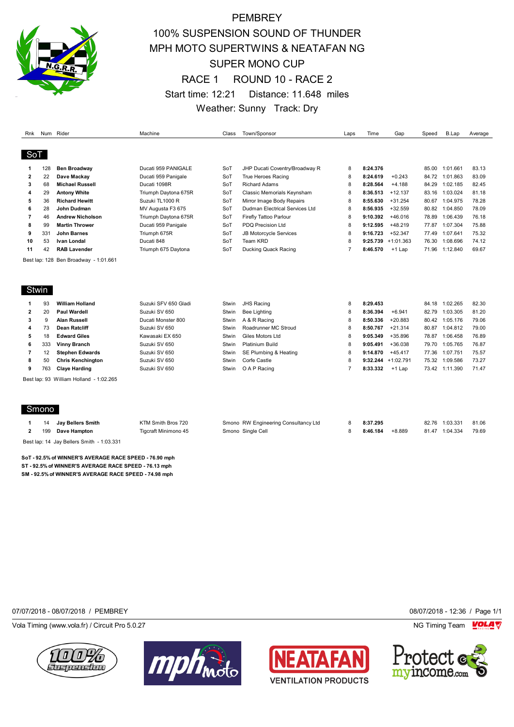# PEMBREY

## 100% SUSPENSION SOUND OF THUNDER
## MPH MOTO SUPERTWINS & NEATAFAN NG
## SUPER MONO CUP

### RACE 1 ROUND 10 - RACE 2

Start time: 12:21 Distance: 11.648 miles

Weather: Sunny Track: Dry

| Rnk | Num | Rider | Machine | Class | Town/Sponsor | Laps | Time | Gap | Speed | B.Lap | Average |
|---|---|---|---|---|---|---|---|---|---|---|---|
| **SoT** | | | | | | | | | | | |
| 1 | 128 | **Ben Broadway** | Ducati 959 PANIGALE | SoT | JHP Ducati Coventry/Broadway R | 8 | **8:24.376** | | 85.00 | 1:01.661 | 83.13 |
| 2 | 22 | **Dave Mackay** | Ducati 959 Panigale | SoT | True Heroes Racing | 8 | **8:24.619** | +0.243 | 84.72 | 1:01.863 | 83.09 |
| 3 | 68 | **Michael Russell** | Ducati 1098R | SoT | Richard Adams | 8 | **8:28.564** | +4.188 | 84.29 | 1:02.185 | 82.45 |
| 4 | 29 | **Antony White** | Triumph Daytona 675R | SoT | Classic Memorials Keynsham | 8 | **8:36.513** | +12.137 | 83.16 | 1:03.024 | 81.18 |
| 5 | 36 | **Richard Hewitt** | Suzuki TL1000 R | SoT | Mirror Image Body Repairs | 8 | **8:55.630** | +31.254 | 80.67 | 1:04.975 | 78.28 |
| 6 | 28 | **John Dudman** | MV Augusta F3 675 | SoT | Dudman Electrical Services Ltd | 8 | **8:56.935** | +32.559 | 80.82 | 1:04.850 | 78.09 |
| 7 | 46 | **Andrew Nicholson** | Triumph Daytona 675R | SoT | Firefly Tattoo Parlour | 8 | **9:10.392** | +46.016 | 78.89 | 1:06.439 | 76.18 |
| 8 | 99 | **Martin Thrower** | Ducati 959 Panigale | SoT | PDQ Precision Ltd | 8 | **9:12.595** | +48.219 | 77.87 | 1:07.304 | 75.88 |
| 9 | 331 | **John Barnes** | Triumph 675R | SoT | JB Motorcycle Services | 8 | **9:16.723** | +52.347 | 77.49 | 1:07.641 | 75.32 |
| 10 | 53 | **Ivan Londal** | Ducati 848 | SoT | Team KRD | 8 | **9:25.739** | +1:01.363 | 76.30 | 1:08.696 | 74.12 |
| 11 | 42 | **RAB Lavender** | Triumph 675 Daytona | SoT | Ducking Quack Racing | 7 | **8:46.570** | +1 Lap | 71.96 | 1:12.840 | 69.67 |

Best lap: 128 Ben Broadway - 1:01.661

| Rnk | Num | Rider | Machine | Class | Town/Sponsor | Laps | Time | Gap | Speed | B.Lap | Average |
|---|---|---|---|---|---|---|---|---|---|---|---|
| **Stwin** | | | | | | | | | | | |
| 1 | 93 | **William Holland** | Suzuki SFV 650 Gladi | Stwin | JHS Racing | 8 | **8:29.453** | | 84.18 | 1:02.265 | 82.30 |
| 2 | 20 | **Paul Wardell** | Suzuki SV 650 | Stwin | Bee Lighting | 8 | **8:36.394** | +6.941 | 82.79 | 1:03.305 | 81.20 |
| 3 | 9 | **Alan Russell** | Ducati Monster 800 | Stwin | A & R Racing | 8 | **8:50.336** | +20.883 | 80.42 | 1:05.176 | 79.06 |
| 4 | 73 | **Dean Ratcliff** | Suzuki SV 650 | Stwin | Roadrunner MC Stroud | 8 | **8:50.767** | +21.314 | 80.87 | 1:04.812 | 79.00 |
| 5 | 18 | **Edward Giles** | Kawasaki EX 650 | Stwin | Giles Motors Ltd | 8 | **9:05.349** | +35.896 | 78.87 | 1:06.458 | 76.89 |
| 6 | 333 | **Vinny Branch** | Suzuki SV 650 | Stwin | Platinium Build | 8 | **9:05.491** | +36.038 | 79.70 | 1:05.765 | 76.87 |
| 7 | 12 | **Stephen Edwards** | Suzuki SV 650 | Stwin | SE Plumbing & Heating | 8 | **9:14.870** | +45.417 | 77.36 | 1:07.751 | 75.57 |
| 8 | 50 | **Chris Kenchington** | Suzuki SV 650 | Stwin | Corfe Castle | 8 | **9:32.244** | +1:02.791 | 75.32 | 1:09.586 | 73.27 |
| 9 | 763 | **Claye Harding** | Suzuki SV 650 | Stwin | O A P Racing | 7 | **8:33.332** | +1 Lap | 73.42 | 1:11.390 | 71.47 |

Best lap: 93 William Holland - 1:02.265

| Rnk | Num | Rider | Machine | Class | Town/Sponsor | Laps | Time | Gap | Speed | B.Lap | Average |
|---|---|---|---|---|---|---|---|---|---|---|---|
| **Smono** | | | | | | | | | | | |
| 1 | 14 | **Jay Bellers Smith** | KTM Smith Bros 720 | Smono | RW Engineering Consultancy Ltd | 8 | **8:37.295** | | 82.76 | 1:03.331 | 81.06 |
| 2 | 199 | **Dave Hampton** | Tigcraft Minimono 45 | Smono | Single Cell | 8 | **8:46.184** | +8.889 | 81.47 | 1:04.334 | 79.69 |

Best lap: 14 Jay Bellers Smith - 1:03.331

**SoT - 92.5% of WINNER'S AVERAGE RACE SPEED - 76.90 mph**
**ST - 92.5% of WINNER'S AVERAGE RACE SPEED - 76.13 mph**
**SM - 92.5% of WINNER'S AVERAGE RACE SPEED - 74.98 mph**

07/07/2018 - 08/07/2018 / PEMBREY 08/07/2018 - 12:36

Vola Timing (www.vola.fr) / Circuit Pro 5.0.27 NG Timing Team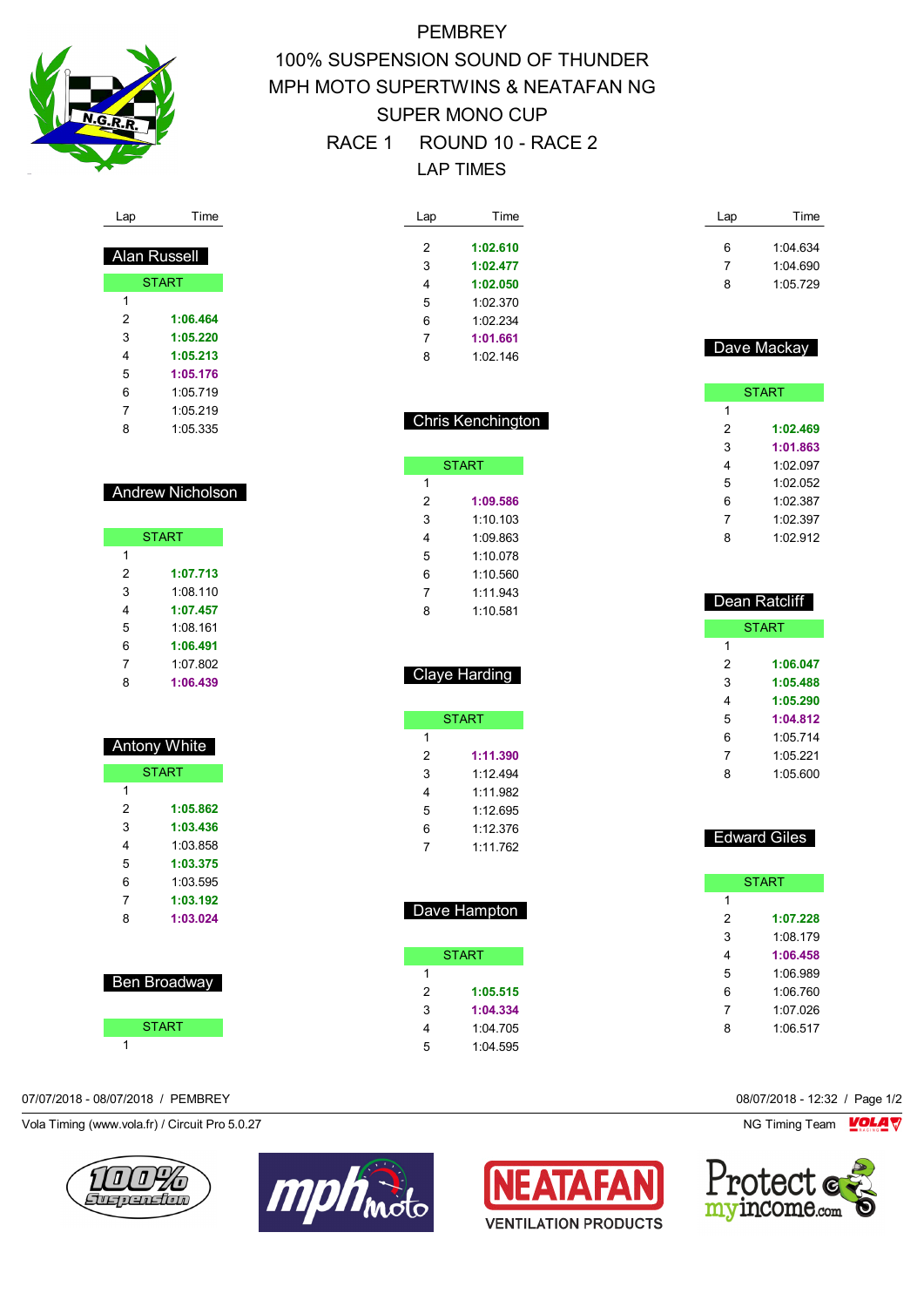# PEMBREY
## 100% SUSPENSION SOUND OF THUNDER
## MPH MOTO SUPERTWINS & NEATAFAN NG
## SUPER MONO CUP
## RACE 1 ROUND 10 - RACE 2
## LAP TIMES

### Alan Russell

| Lap | Time |
|---|---|
| START | |
| 1 | |
| 2 | **1:06.464** |
| 3 | **1:05.220** |
| 4 | **1:05.213** |
| 5 | **1:05.176** |
| 6 | 1:05.719 |
| 7 | 1:05.219 |
| 8 | 1:05.335 |

### Andrew Nicholson

| Lap | Time |
|---|---|
| START | |
| 1 | |
| 2 | **1:07.713** |
| 3 | 1:08.110 |
| 4 | **1:07.457** |
| 5 | 1:08.161 |
| 6 | **1:06.491** |
| 7 | 1:07.802 |
| 8 | **1:06.439** |

### Antony White

| Lap | Time |
|---|---|
| START | |
| 1 | |
| 2 | **1:05.862** |
| 3 | **1:03.436** |
| 4 | 1:03.858 |
| 5 | **1:03.375** |
| 6 | 1:03.595 |
| 7 | **1:03.192** |
| 8 | **1:03.024** |

### Ben Broadway

| Lap | Time |
|---|---|
| START | |
| 1 | |
| 2 | **1:02.610** |
| 3 | **1:02.477** |
| 4 | **1:02.050** |
| 5 | 1:02.370 |
| 6 | 1:02.234 |
| 7 | **1:01.661** |
| 8 | 1:02.146 |

### Chris Kenchington

| Lap | Time |
|---|---|
| START | |
| 1 | |
| 2 | **1:09.586** |
| 3 | 1:10.103 |
| 4 | 1:09.863 |
| 5 | 1:10.078 |
| 6 | 1:10.560 |
| 7 | 1:11.943 |
| 8 | 1:10.581 |

### Claye Harding

| Lap | Time |
|---|---|
| START | |
| 1 | |
| 2 | **1:11.390** |
| 3 | 1:12.494 |
| 4 | 1:11.982 |
| 5 | 1:12.695 |
| 6 | 1:12.376 |
| 7 | 1:11.762 |

### Dave Hampton

| Lap | Time |
|---|---|
| START | |
| 1 | |
| 2 | **1:05.515** |
| 3 | **1:04.334** |
| 4 | 1:04.705 |
| 5 | 1:04.595 |
| 6 | 1:04.634 |
| 7 | 1:04.690 |
| 8 | 1:05.729 |

### Dave Mackay

| Lap | Time |
|---|---|
| START | |
| 1 | |
| 2 | **1:02.469** |
| 3 | **1:01.863** |
| 4 | 1:02.097 |
| 5 | 1:02.052 |
| 6 | 1:02.387 |
| 7 | 1:02.397 |
| 8 | 1:02.912 |

### Dean Ratcliff

| Lap | Time |
|---|---|
| START | |
| 1 | |
| 2 | **1:06.047** |
| 3 | **1:05.488** |
| 4 | **1:05.290** |
| 5 | **1:04.812** |
| 6 | 1:05.714 |
| 7 | 1:05.221 |
| 8 | 1:05.600 |

### Edward Giles

| Lap | Time |
|---|---|
| START | |
| 1 | |
| 2 | **1:07.228** |
| 3 | 1:08.179 |
| 4 | **1:06.458** |
| 5 | 1:06.989 |
| 6 | 1:06.760 |
| 7 | 1:07.026 |
| 8 | 1:06.517 |

07/07/2018 - 08/07/2018 / PEMBREY

08/07/2018 - 12:32

Vola Timing (www.vola.fr) / Circuit Pro 5.0.27

NG Timing Team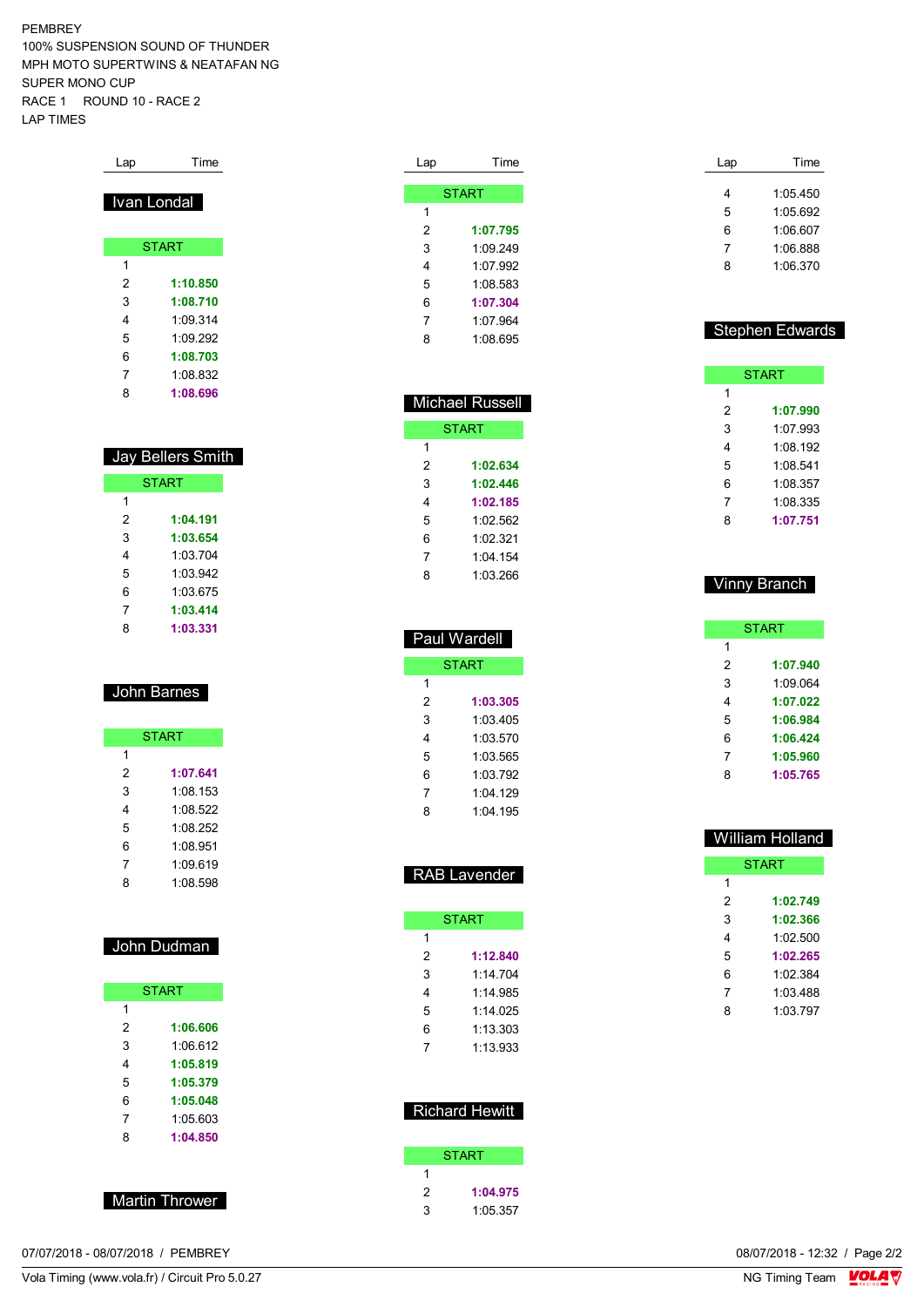PEMBREY
100% SUSPENSION SOUND OF THUNDER
MPH MOTO SUPERTWINS & NEATAFAN NG
SUPER MONO CUP
RACE 1 ROUND 10 - RACE 2
LAP TIMES

## Ivan Londal

| Lap | Time |
|---|---|
| START | |
| 1 | |
| 2 | **1:10.850** |
| 3 | **1:08.710** |
| 4 | 1:09.314 |
| 5 | 1:09.292 |
| 6 | **1:08.703** |
| 7 | 1:08.832 |
| 8 | **1:08.696** |

## Jay Bellers Smith

| Lap | Time |
|---|---|
| START | |
| 1 | |
| 2 | **1:04.191** |
| 3 | **1:03.654** |
| 4 | 1:03.704 |
| 5 | 1:03.942 |
| 6 | 1:03.675 |
| 7 | **1:03.414** |
| 8 | **1:03.331** |

## John Barnes

| Lap | Time |
|---|---|
| START | |
| 1 | |
| 2 | **1:07.641** |
| 3 | 1:08.153 |
| 4 | 1:08.522 |
| 5 | 1:08.252 |
| 6 | 1:08.951 |
| 7 | 1:09.619 |
| 8 | 1:08.598 |

## John Dudman

| Lap | Time |
|---|---|
| START | |
| 1 | |
| 2 | **1:06.606** |
| 3 | 1:06.612 |
| 4 | **1:05.819** |
| 5 | **1:05.379** |
| 6 | **1:05.048** |
| 7 | 1:05.603 |
| 8 | **1:04.850** |

## Martin Thrower

| Lap | Time |
|---|---|
| START | |
| 1 | |
| 2 | **1:07.795** |
| 3 | 1:09.249 |
| 4 | 1:07.992 |
| 5 | 1:08.583 |
| 6 | **1:07.304** |
| 7 | 1:07.964 |
| 8 | 1:08.695 |

## Michael Russell

| Lap | Time |
|---|---|
| START | |
| 1 | |
| 2 | **1:02.634** |
| 3 | **1:02.446** |
| 4 | **1:02.185** |
| 5 | 1:02.562 |
| 6 | 1:02.321 |
| 7 | 1:04.154 |
| 8 | 1:03.266 |

## Paul Wardell

| Lap | Time |
|---|---|
| START | |
| 1 | |
| 2 | **1:03.305** |
| 3 | 1:03.405 |
| 4 | 1:03.570 |
| 5 | 1:03.565 |
| 6 | 1:03.792 |
| 7 | 1:04.129 |
| 8 | 1:04.195 |

## RAB Lavender

| Lap | Time |
|---|---|
| START | |
| 1 | |
| 2 | **1:12.840** |
| 3 | 1:14.704 |
| 4 | 1:14.985 |
| 5 | 1:14.025 |
| 6 | 1:13.303 |
| 7 | 1:13.933 |

## Richard Hewitt

| Lap | Time |
|---|---|
| START | |
| 1 | |
| 2 | **1:04.975** |
| 3 | 1:05.357 |
| 4 | 1:05.450 |
| 5 | 1:05.692 |
| 6 | 1:06.607 |
| 7 | 1:06.888 |
| 8 | 1:06.370 |

## Stephen Edwards

| Lap | Time |
|---|---|
| START | |
| 1 | |
| 2 | **1:07.990** |
| 3 | 1:07.993 |
| 4 | 1:08.192 |
| 5 | 1:08.541 |
| 6 | 1:08.357 |
| 7 | 1:08.335 |
| 8 | **1:07.751** |

## Vinny Branch

| Lap | Time |
|---|---|
| START | |
| 1 | |
| 2 | **1:07.940** |
| 3 | 1:09.064 |
| 4 | **1:07.022** |
| 5 | **1:06.984** |
| 6 | **1:06.424** |
| 7 | **1:05.960** |
| 8 | **1:05.765** |

## William Holland

| Lap | Time |
|---|---|
| START | |
| 1 | |
| 2 | **1:02.749** |
| 3 | **1:02.366** |
| 4 | 1:02.500 |
| 5 | **1:02.265** |
| 6 | 1:02.384 |
| 7 | 1:03.488 |
| 8 | 1:03.797 |

07/07/2018 - 08/07/2018 / PEMBREY
08/07/2018 - 12:32
Vola Timing (www.vola.fr) / Circuit Pro 5.0.27
NG Timing Team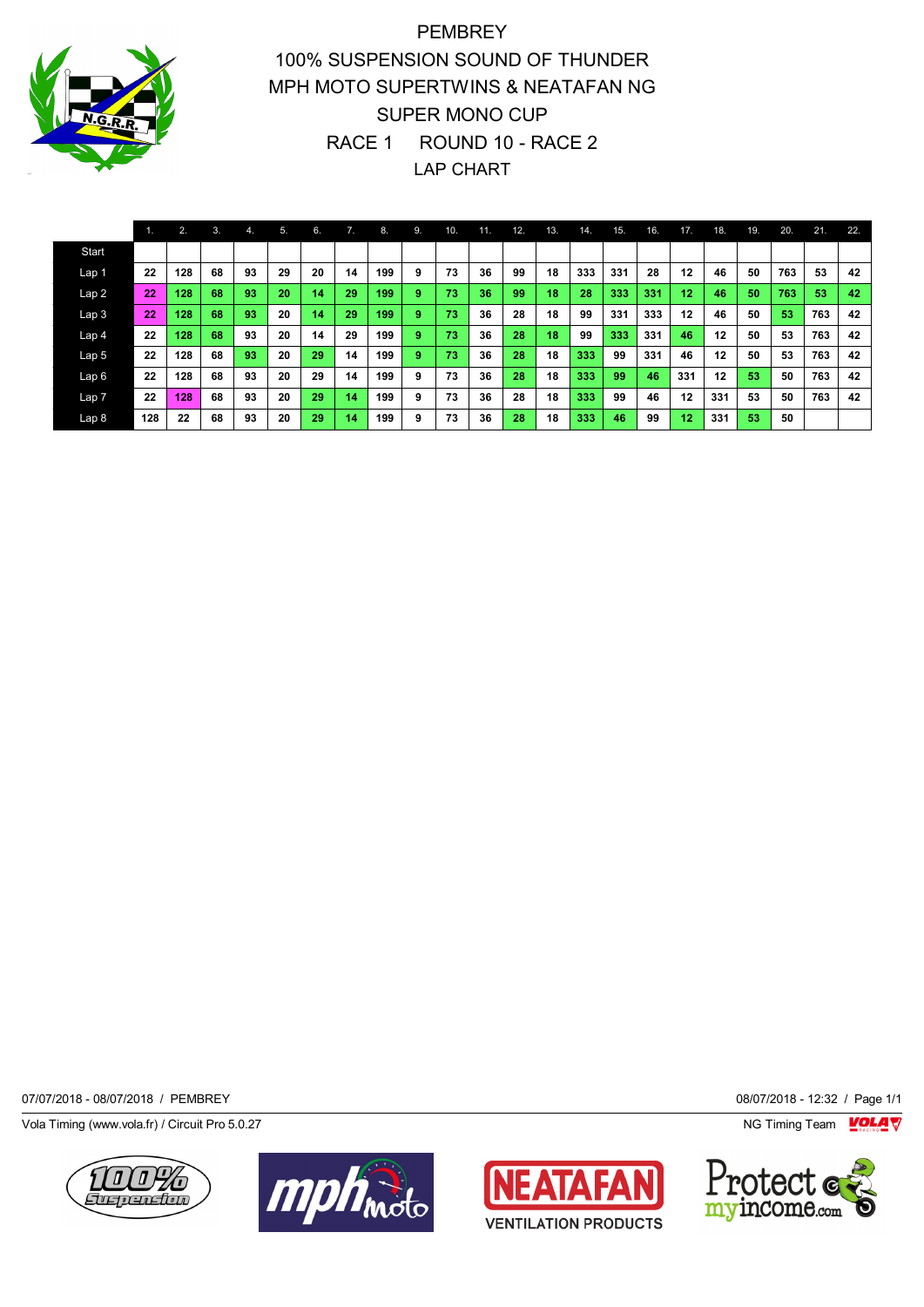# PEMBREY

# 100% SUSPENSION SOUND OF THUNDER

# MPH MOTO SUPERTWINS & NEATAFAN NG

# SUPER MONO CUP

# RACE 1 ROUND 10 - RACE 2

# LAP CHART

| | 1. | 2. | 3. | 4. | 5. | 6. | 7. | 8. | 9. | 10. | 11. | 12. | 13. | 14. | 15. | 16. | 17. | 18. | 19. | 20. | 21. | 22. |
|---|---|---|---|---|---|---|---|---|---|---|---|---|---|---|---|---|---|---|---|---|---|---|
| Start | | | | | | | | | | | | | | | | | | | | | | |
| Lap 1 | 22 | 128 | 68 | 93 | 29 | 20 | 14 | 199 | 9 | 73 | 36 | 99 | 18 | 333 | 331 | 28 | 12 | 46 | 50 | 763 | 53 | 42 |
| Lap 2 | 22 | 128 | 68 | 93 | 20 | 14 | 29 | 199 | 9 | 73 | 36 | 99 | 18 | 28 | 333 | 331 | 12 | 46 | 50 | 763 | 53 | 42 |
| Lap 3 | 22 | 128 | 68 | 93 | 20 | 14 | 29 | 199 | 9 | 73 | 36 | 28 | 18 | 99 | 331 | 333 | 12 | 46 | 50 | 53 | 763 | 42 |
| Lap 4 | 22 | 128 | 68 | 93 | 20 | 14 | 29 | 199 | 9 | 73 | 36 | 28 | 18 | 99 | 333 | 331 | 46 | 12 | 50 | 53 | 763 | 42 |
| Lap 5 | 22 | 128 | 68 | 93 | 20 | 29 | 14 | 199 | 9 | 73 | 36 | 28 | 18 | 333 | 99 | 331 | 46 | 12 | 50 | 53 | 763 | 42 |
| Lap 6 | 22 | 128 | 68 | 93 | 20 | 29 | 14 | 199 | 9 | 73 | 36 | 28 | 18 | 333 | 99 | 46 | 331 | 12 | 53 | 50 | 763 | 42 |
| Lap 7 | 22 | 128 | 68 | 93 | 20 | 29 | 14 | 199 | 9 | 73 | 36 | 28 | 18 | 333 | 99 | 46 | 12 | 331 | 53 | 50 | 763 | 42 |
| Lap 8 | 128 | 22 | 68 | 93 | 20 | 29 | 14 | 199 | 9 | 73 | 36 | 28 | 18 | 333 | 46 | 99 | 12 | 331 | 53 | 50 | | |

07/07/2018 - 08/07/2018 / PEMBREY

08/07/2018 - 12:32 / Page 1/1

Vola Timing (www.vola.fr) / Circuit Pro 5.0.27

NG Timing Team